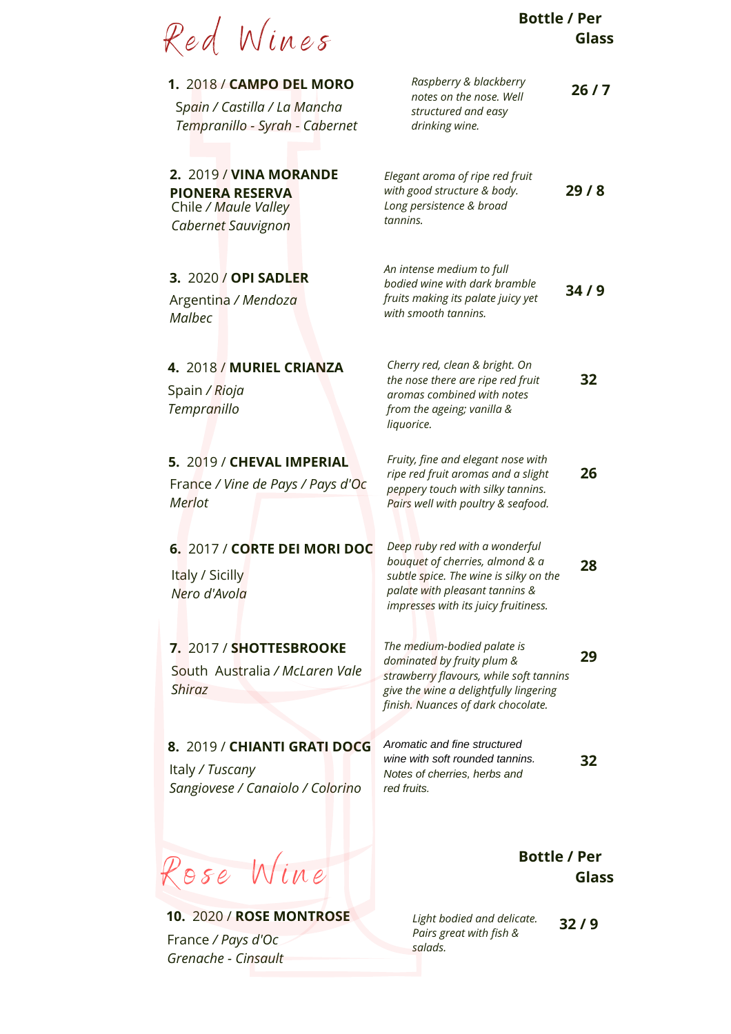# Red Wines

**Bottle / Per Glass**

**1.** 2018 / **CAMPO DEL MORO**
Spain / *Castilla / La Mancha*
*Tempranillo - Syrah - Cabernet*

*Raspberry & blackberry notes on the nose. Well structured and easy drinking wine.*

**26 / 7**

**2.** 2019 / **VINA MORANDE PIONERA RESERVA**
Chile / *Maule Valley*
*Cabernet Sauvignon*

*Elegant aroma of ripe red fruit with good structure & body. Long persistence & broad tannins.*

**29 / 8**

**3.** 2020 / **OPI SADLER**
Argentina / *Mendoza*
*Malbec*

*An intense medium to full bodied wine with dark bramble fruits making its palate juicy yet with smooth tannins.*

**34 / 9**

**4.** 2018 / **MURIEL CRIANZA**
Spain / *Rioja*
*Tempranillo*

*Cherry red, clean & bright. On the nose there are ripe red fruit aromas combined with notes from the ageing; vanilla & liquorice.*

**32**

**5.** 2019 / **CHEVAL IMPERIAL**
France / *Vine de Pays / Pays d'Oc*
*Merlot*

*Fruity, fine and elegant nose with ripe red fruit aromas and a slight peppery touch with silky tannins. Pairs well with poultry & seafood.*

**26**

**6.** 2017 / **CORTE DEI MORI DOC**
Italy / Sicily
*Nero d'Avola*

*Deep ruby red with a wonderful bouquet of cherries, almond & a subtle spice. The wine is silky on the palate with pleasant tannins & impresses with its juicy fruitiness.*

**28**

**7.** 2017 / **SHOTTESBROOKE**
South Australia / *McLaren Vale*
*Shiraz*

*The medium-bodied palate is dominated by fruity plum & strawberry flavours, while soft tannins give the wine a delightfully lingering finish. Nuances of dark chocolate.*

**29**

**8.** 2019 / **CHIANTI GRATI DOCG**
Italy / *Tuscany*
*Sangiovese / Canaiolo / Colorino*

*Aromatic and fine structured wine with soft rounded tannins. Notes of cherries, herbs and red fruits.*

**32**

# Rose Wine

**Bottle / Per Glass**

**10.** 2020 / **ROSE MONTROSE**
France / *Pays d'Oc*
*Grenache - Cinsault*

*Light bodied and delicate. Pairs great with fish & salads.*

**32 / 9**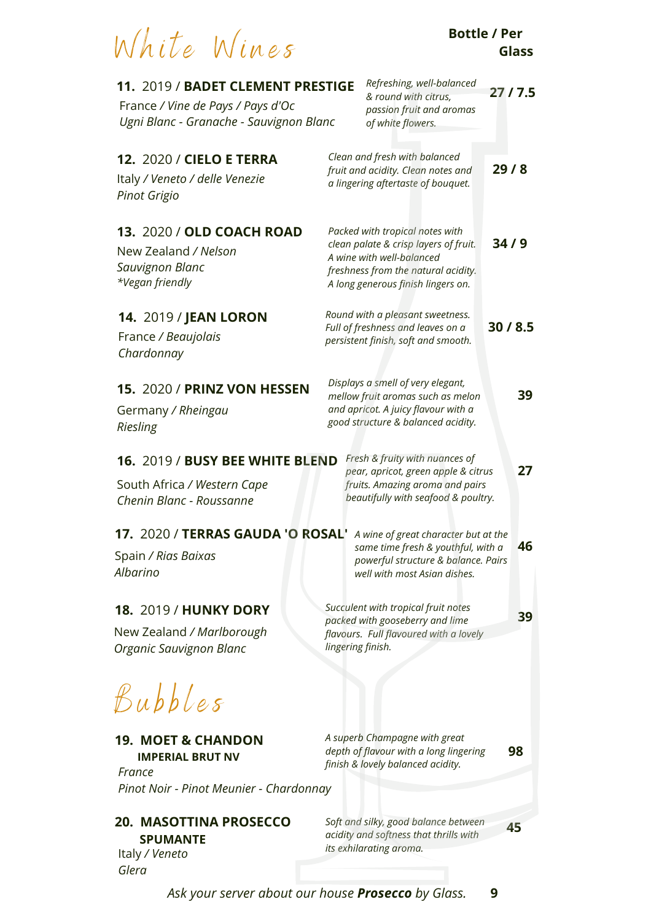# White Wines

**Bottle / Per Glass**

**11.** 2019 / **BADET CLEMENT PRESTIGE**
France / *Vine de Pays / Pays d'Oc*
*Ugni Blanc - Granache - Sauvignon Blanc*

*Refreshing, well-balanced & round with citrus, passion fruit and aromas of white flowers.*

**27 / 7.5**

**12.** 2020 / **CIELO E TERRA**
Italy / *Veneto / delle Venezie*
*Pinot Grigio*

*Clean and fresh with balanced fruit and acidity. Clean notes and a lingering aftertaste of bouquet.*

**29 / 8**

**13.** 2020 / **OLD COACH ROAD**
New Zealand / *Nelson*
*Sauvignon Blanc*
*\*Vegan friendly*

*Packed with tropical notes with clean palate & crisp layers of fruit. A wine with well-balanced freshness from the natural acidity. A long generous finish lingers on.*

**34 / 9**

**14.** 2019 / **JEAN LORON**
France / *Beaujolais*
*Chardonnay*

*Round with a pleasant sweetness. Full of freshness and leaves on a persistent finish, soft and smooth.*

**30 / 8.5**

**15.** 2020 / **PRINZ VON HESSEN**
Germany / *Rheingau*
*Riesling*

*Displays a smell of very elegant, mellow fruit aromas such as melon and apricot. A juicy flavour with a good structure & balanced acidity.*

**39**

**16.** 2019 / **BUSY BEE WHITE BLEND**
South Africa / *Western Cape*
*Chenin Blanc - Roussanne*

*Fresh & fruity with nuances of pear, apricot, green apple & citrus fruits. Amazing aroma and pairs beautifully with seafood & poultry.*

**27**

**17.** 2020 / **TERRAS GAUDA 'O ROSAL'**
Spain / *Rias Baixas*
*Albarino*

*A wine of great character but at the same time fresh & youthful, with a powerful structure & balance. Pairs well with most Asian dishes.*

**46**

**18.** 2019 / **HUNKY DORY**
New Zealand / *Marlborough*
*Organic Sauvignon Blanc*

*Succulent with tropical fruit notes packed with gooseberry and lime flavours. Full flavoured with a lovely lingering finish.*

**39**

# Bubbles

**19. MOET & CHANDON IMPERIAL BRUT NV**
*France*
*Pinot Noir - Pinot Meunier - Chardonnay*

*A superb Champagne with great depth of flavour with a long lingering finish & lovely balanced acidity.*

**98**

**20. MASOTTINA PROSECCO SPUMANTE**
Italy / *Veneto*
*Glera*

*Soft and silky, good balance between acidity and softness that thrills with its exhilarating aroma.*

**45**

*Ask your server about our house **Prosecco** by Glass.* **9**